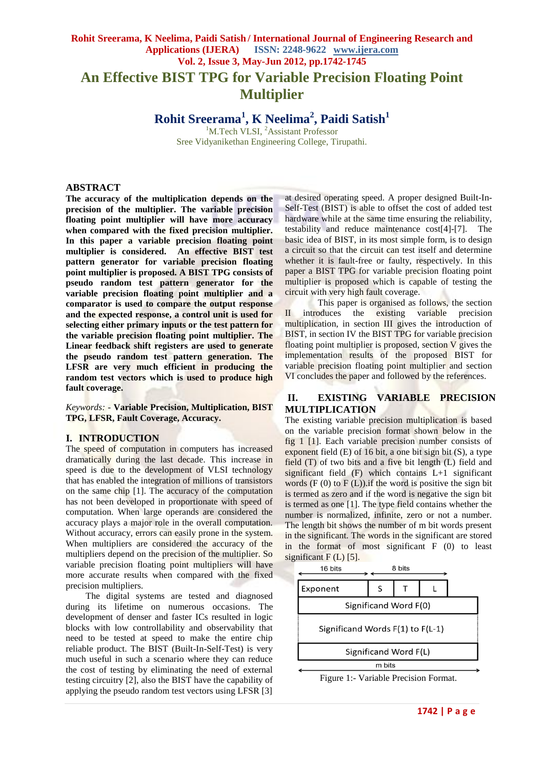# An Effective BIST TPG for Variable Precision Floating Point Multiplier

**Rohit Sreerama[1], K Neelima[2], Paidi Satish[1]**

[1]M.Tech VLSI, [2]Assistant Professor
Sree Vidyanikethan Engineering College, Tirupathi.

## ABSTRACT

**The accuracy of the multiplication depends on the precision of the multiplier. The variable precision floating point multiplier will have more accuracy when compared with the fixed precision multiplier. In this paper a variable precision floating point multiplier is considered. An effective BIST test pattern generator for variable precision floating point multiplier is proposed. A BIST TPG consists of pseudo random test pattern generator for the variable precision floating point multiplier and a comparator is used to compare the output response and the expected response, a control unit is used for selecting either primary inputs or the test pattern for the variable precision floating point multiplier. The Linear feedback shift registers are used to generate the pseudo random test pattern generation. The LFSR are very much efficient in producing the random test vectors which is used to produce high fault coverage.**

*Keywords: -* **Variable Precision, Multiplication, BIST TPG, LFSR, Fault Coverage, Accuracy.**

## I. INTRODUCTION

The speed of computation in computers has increased dramatically during the last decade. This increase in speed is due to the development of VLSI technology that has enabled the integration of millions of transistors on the same chip [1]. The accuracy of the computation has not been developed in proportionate with speed of computation. When large operands are considered the accuracy plays a major role in the overall computation. Without accuracy, errors can easily prone in the system. When multipliers are considered the accuracy of the multipliers depend on the precision of the multiplier. So variable precision floating point multipliers will have more accurate results when compared with the fixed precision multipliers.

The digital systems are tested and diagnosed during its lifetime on numerous occasions. The development of denser and faster ICs resulted in logic blocks with low controllability and observability that need to be tested at speed to make the entire chip reliable product. The BIST (Built-In-Self-Test) is very much useful in such a scenario where they can reduce the cost of testing by eliminating the need of external testing circuitry [2], also the BIST have the capability of applying the pseudo random test vectors using LFSR [3] at desired operating speed. A proper designed Built-In-Self-Test (BIST) is able to offset the cost of added test hardware while at the same time ensuring the reliability, testability and reduce maintenance cost[4]-[7]. The basic idea of BIST, in its most simple form, is to design a circuit so that the circuit can test itself and determine whether it is fault-free or faulty, respectively. In this paper a BIST TPG for variable precision floating point multiplier is proposed which is capable of testing the circuit with very high fault coverage.

This paper is organised as follows, the section II introduces the existing variable precision multiplication, in section III gives the introduction of BIST, in section IV the BIST TPG for variable precision floating point multiplier is proposed, section V gives the implementation results of the proposed BIST for variable precision floating point multiplier and section VI concludes the paper and followed by the references.

## II. EXISTING VARIABLE PRECISION MULTIPLICATION

The existing variable precision multiplication is based on the variable precision format shown below in the fig 1 [1]. Each variable precision number consists of exponent field (E) of 16 bit, a one bit sign bit (S), a type field (T) of two bits and a five bit length (L) field and significant field (F) which contains L+1 significant words (F (0) to F (L)).if the word is positive the sign bit is termed as zero and if the word is negative the sign bit is termed as one [1]. The type field contains whether the number is normalized, infinite, zero or not a number. The length bit shows the number of m bit words present in the significant. The words in the significant are stored in the format of most significant F (0) to least significant F (L) [5].

| Exponent (16 bits) | S | T | L |
|---|---|---|---|
| Significand Word F(0) | | | |
| Significand Words F(1) to F(L-1) | | | |
| Significand Word F(L) | | | |

(8 bits for S, T, L; m bits wide)

Figure 1:- Variable Precision Format.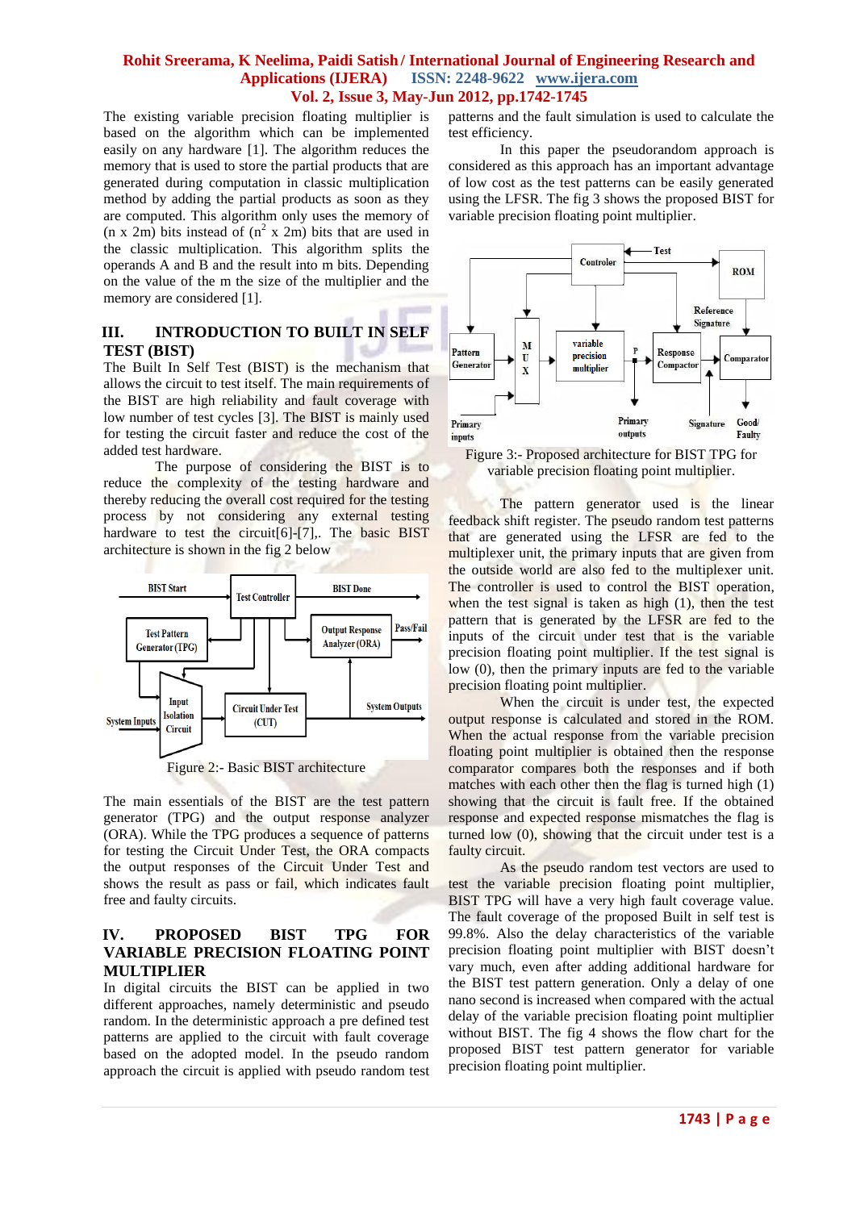The existing variable precision floating multiplier is based on the algorithm which can be implemented easily on any hardware [1]. The algorithm reduces the memory that is used to store the partial products that are generated during computation in classic multiplication method by adding the partial products as soon as they are computed. This algorithm only uses the memory of (n x 2m) bits instead of ($n^2$ x 2m) bits that are used in the classic multiplication. This algorithm splits the operands A and B and the result into m bits. Depending on the value of the m the size of the multiplier and the memory are considered [1].

## III. INTRODUCTION TO BUILT IN SELF TEST (BIST)

The Built In Self Test (BIST) is the mechanism that allows the circuit to test itself. The main requirements of the BIST are high reliability and fault coverage with low number of test cycles [3]. The BIST is mainly used for testing the circuit faster and reduce the cost of the added test hardware.

The purpose of considering the BIST is to reduce the complexity of the testing hardware and thereby reducing the overall cost required for the testing process by not considering any external testing hardware to test the circuit[6]-[7],. The basic BIST architecture is shown in the fig 2 below

Figure 2:- Basic BIST architecture

The main essentials of the BIST are the test pattern generator (TPG) and the output response analyzer (ORA). While the TPG produces a sequence of patterns for testing the Circuit Under Test, the ORA compacts the output responses of the Circuit Under Test and shows the result as pass or fail, which indicates fault free and faulty circuits.

## IV. PROPOSED BIST TPG FOR VARIABLE PRECISION FLOATING POINT MULTIPLIER

In digital circuits the BIST can be applied in two different approaches, namely deterministic and pseudo random. In the deterministic approach a pre defined test patterns are applied to the circuit with fault coverage based on the adopted model. In the pseudo random approach the circuit is applied with pseudo random test patterns and the fault simulation is used to calculate the test efficiency.

In this paper the pseudorandom approach is considered as this approach has an important advantage of low cost as the test patterns can be easily generated using the LFSR. The fig 3 shows the proposed BIST for variable precision floating point multiplier.

Figure 3:- Proposed architecture for BIST TPG for variable precision floating point multiplier.

The pattern generator used is the linear feedback shift register. The pseudo random test patterns that are generated using the LFSR are fed to the multiplexer unit, the primary inputs that are given from the outside world are also fed to the multiplexer unit. The controller is used to control the BIST operation, when the test signal is taken as high (1), then the test pattern that is generated by the LFSR are fed to the inputs of the circuit under test that is the variable precision floating point multiplier. If the test signal is low (0), then the primary inputs are fed to the variable precision floating point multiplier.

When the circuit is under test, the expected output response is calculated and stored in the ROM. When the actual response from the variable precision floating point multiplier is obtained then the response comparator compares both the responses and if both matches with each other then the flag is turned high (1) showing that the circuit is fault free. If the obtained response and expected response mismatches the flag is turned low (0), showing that the circuit under test is a faulty circuit.

As the pseudo random test vectors are used to test the variable precision floating point multiplier, BIST TPG will have a very high fault coverage value. The fault coverage of the proposed Built in self test is 99.8%. Also the delay characteristics of the variable precision floating point multiplier with BIST doesn't vary much, even after adding additional hardware for the BIST test pattern generation. Only a delay of one nano second is increased when compared with the actual delay of the variable precision floating point multiplier without BIST. The fig 4 shows the flow chart for the proposed BIST test pattern generator for variable precision floating point multiplier.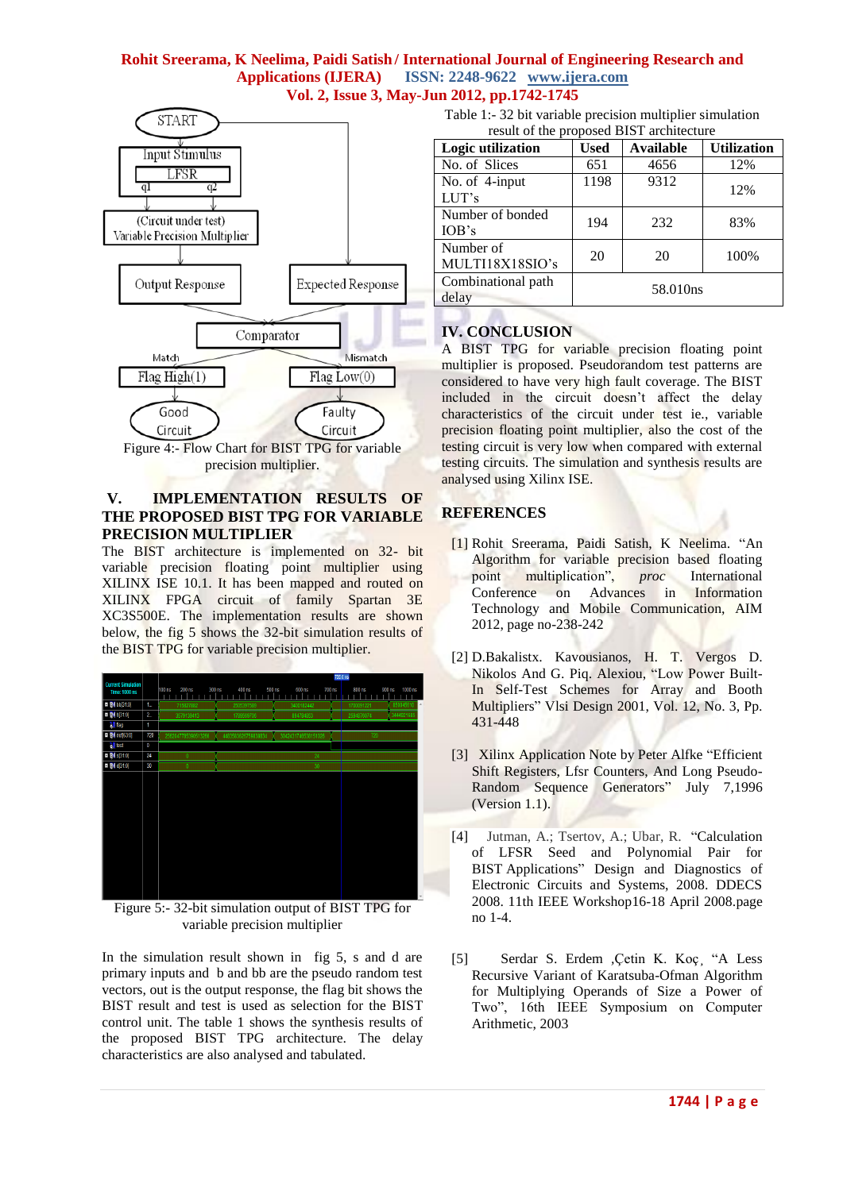Figure 4:- Flow Chart for BIST TPG for variable precision multiplier.

## V. IMPLEMENTATION RESULTS OF THE PROPOSED BIST TPG FOR VARIABLE PRECISION MULTIPLIER

The BIST architecture is implemented on 32- bit variable precision floating point multiplier using XILINX ISE 10.1. It has been mapped and routed on XILINX FPGA circuit of family Spartan 3E XC3S500E. The implementation results are shown below, the fig 5 shows the 32-bit simulation results of the BIST TPG for variable precision multiplier.

Figure 5:- 32-bit simulation output of BIST TPG for variable precision multiplier

In the simulation result shown in fig 5, s and d are primary inputs and b and bb are the pseudo random test vectors, out is the output response, the flag bit shows the BIST result and test is used as selection for the BIST control unit. The table 1 shows the synthesis results of the proposed BIST TPG architecture. The delay characteristics are also analysed and tabulated.

Table 1:- 32 bit variable precision multiplier simulation result of the proposed BIST architecture

| Logic utilization | Used | Available | Utilization |
|---|---|---|---|
| No. of Slices | 651 | 4656 | 12% |
| No. of 4-input LUT's | 1198 | 9312 | 12% |
| Number of bonded IOB's | 194 | 232 | 83% |
| Number of MULTI18X18SIO's | 20 | 20 | 100% |
| Combinational path delay | 58.010ns | | |

## IV. CONCLUSION

A BIST TPG for variable precision floating point multiplier is proposed. Pseudorandom test patterns are considered to have very high fault coverage. The BIST included in the circuit doesn't affect the delay characteristics of the circuit under test ie., variable precision floating point multiplier, also the cost of the testing circuit is very low when compared with external testing circuits. The simulation and synthesis results are analysed using Xilinx ISE.

## REFERENCES

[1] Rohit Sreerama, Paidi Satish, K Neelima. "An Algorithm for variable precision based floating point multiplication", *proc* International Conference on Advances in Information Technology and Mobile Communication, AIM 2012, page no-238-242

[2] D.Bakalistx. Kavousianos, H. T. Vergos D. Nikolos And G. Piq. Alexiou, "Low Power Built-In Self-Test Schemes for Array and Booth Multipliers" Vlsi Design 2001, Vol. 12, No. 3, Pp. 431-448

[3] Xilinx Application Note by Peter Alfke "Efficient Shift Registers, Lfsr Counters, And Long Pseudo-Random Sequence Generators" July 7,1996 (Version 1.1).

[4] Jutman, A.; Tsertov, A.; Ubar, R. "Calculation of LFSR Seed and Polynomial Pair for BIST Applications" Design and Diagnostics of Electronic Circuits and Systems, 2008. DDECS 2008. 11th IEEE Workshop16-18 April 2008.page no 1-4.

[5] Serdar S. Erdem ,Çetin K. Koç¸ "A Less Recursive Variant of Karatsuba-Ofman Algorithm for Multiplying Operands of Size a Power of Two", 16th IEEE Symposium on Computer Arithmetic, 2003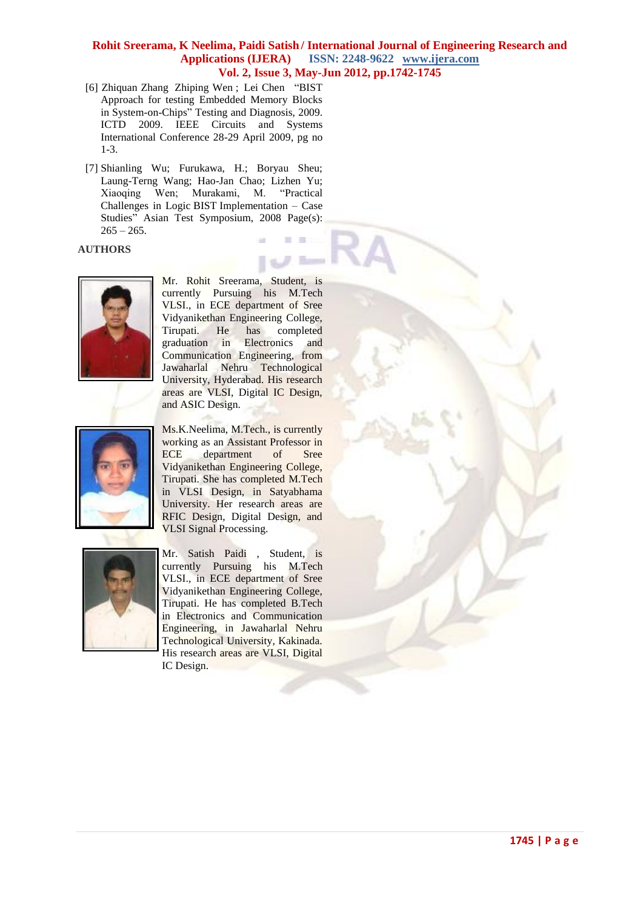[6] Zhiquan Zhang Zhiping Wen ; Lei Chen "BIST Approach for testing Embedded Memory Blocks in System-on-Chips" Testing and Diagnosis, 2009. ICTD 2009. IEEE Circuits and Systems International Conference 28-29 April 2009, pg no 1-3.

[7] Shianling Wu; Furukawa, H.; Boryau Sheu; Laung-Terng Wang; Hao-Jan Chao; Lizhen Yu; Xiaoqing Wen; Murakami, M. "Practical Challenges in Logic BIST Implementation – Case Studies" Asian Test Symposium, 2008 Page(s): 265 – 265.

**AUTHORS**

Mr. Rohit Sreerama, Student, is currently Pursuing his M.Tech VLSI., in ECE department of Sree Vidyanikethan Engineering College, Tirupati. He has completed graduation in Electronics and Communication Engineering, from Jawaharlal Nehru Technological University, Hyderabad. His research areas are VLSI, Digital IC Design, and ASIC Design.

Ms.K.Neelima, M.Tech., is currently working as an Assistant Professor in ECE department of Sree Vidyanikethan Engineering College, Tirupati. She has completed M.Tech in VLSI Design, in Satyabhama University. Her research areas are RFIC Design, Digital Design, and VLSI Signal Processing.

Mr. Satish Paidi , Student, is currently Pursuing his M.Tech VLSI., in ECE department of Sree Vidyanikethan Engineering College, Tirupati. He has completed B.Tech in Electronics and Communication Engineering, in Jawaharlal Nehru Technological University, Kakinada. His research areas are VLSI, Digital IC Design.